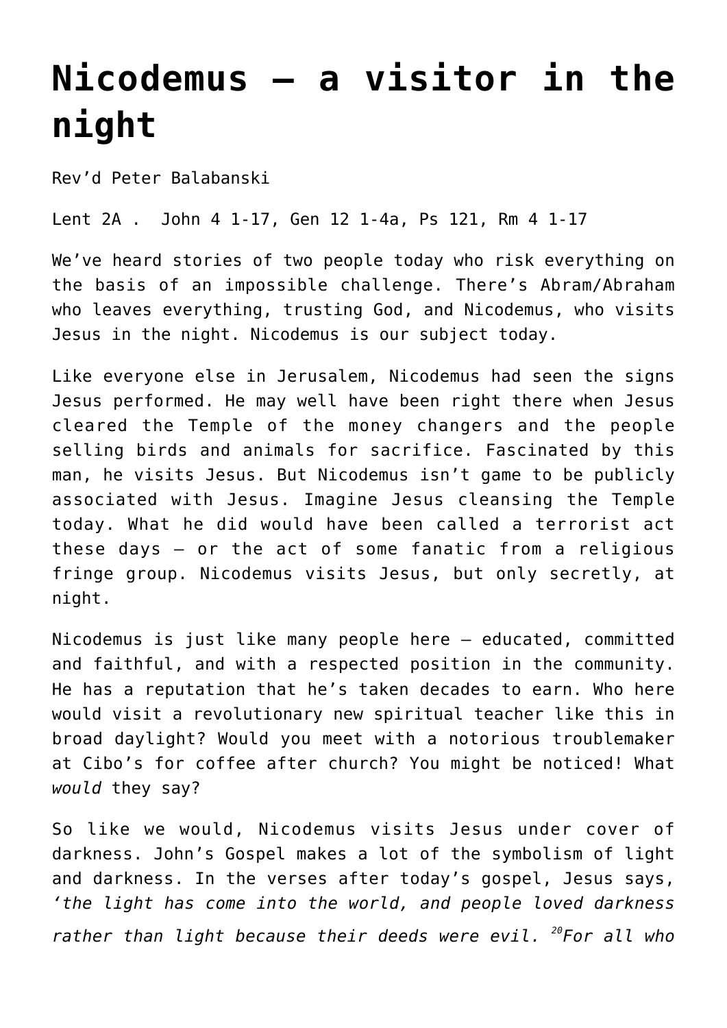# Nicodemus – a visitor in the night

Rev'd Peter Balabanski

Lent 2A .  John 4 1-17, Gen 12 1-4a, Ps 121, Rm 4 1-17

We've heard stories of two people today who risk everything on the basis of an impossible challenge. There's Abram/Abraham who leaves everything, trusting God, and Nicodemus, who visits Jesus in the night. Nicodemus is our subject today.

Like everyone else in Jerusalem, Nicodemus had seen the signs Jesus performed. He may well have been right there when Jesus cleared the Temple of the money changers and the people selling birds and animals for sacrifice. Fascinated by this man, he visits Jesus. But Nicodemus isn't game to be publicly associated with Jesus. Imagine Jesus cleansing the Temple today. What he did would have been called a terrorist act these days – or the act of some fanatic from a religious fringe group. Nicodemus visits Jesus, but only secretly, at night.

Nicodemus is just like many people here – educated, committed and faithful, and with a respected position in the community. He has a reputation that he's taken decades to earn. Who here would visit a revolutionary new spiritual teacher like this in broad daylight? Would you meet with a notorious troublemaker at Cibo's for coffee after church? You might be noticed! What *would* they say?

So like we would, Nicodemus visits Jesus under cover of darkness. John's Gospel makes a lot of the symbolism of light and darkness. In the verses after today's gospel, Jesus says, *'the light has come into the world, and people loved darkness rather than light because their deeds were evil. [20]For all who*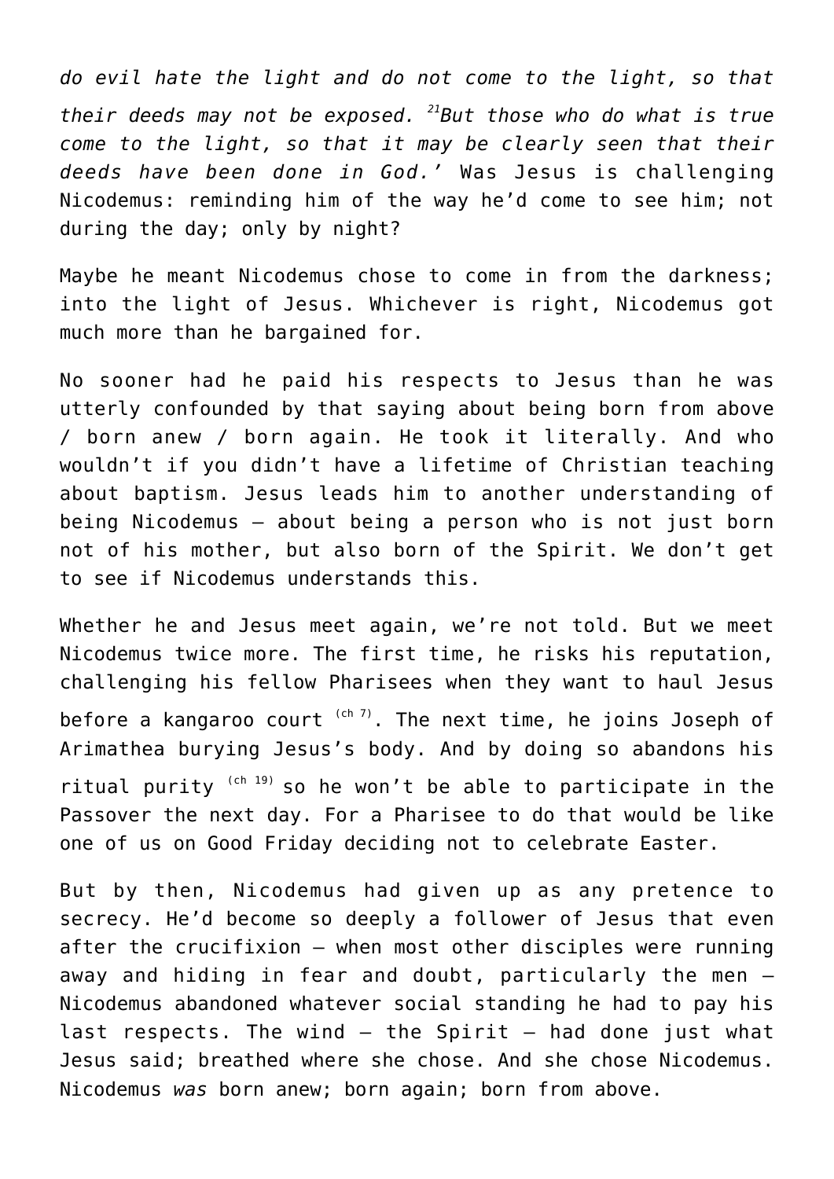*do evil hate the light and do not come to the light, so that their deeds may not be exposed.* [21]*But those who do what is true come to the light, so that it may be clearly seen that their deeds have been done in God.'* Was Jesus is challenging Nicodemus: reminding him of the way he'd come to see him; not during the day; only by night?

Maybe he meant Nicodemus chose to come in from the darkness; into the light of Jesus. Whichever is right, Nicodemus got much more than he bargained for.

No sooner had he paid his respects to Jesus than he was utterly confounded by that saying about being born from above / born anew / born again. He took it literally. And who wouldn't if you didn't have a lifetime of Christian teaching about baptism. Jesus leads him to another understanding of being Nicodemus – about being a person who is not just born not of his mother, but also born of the Spirit. We don't get to see if Nicodemus understands this.

Whether he and Jesus meet again, we're not told. But we meet Nicodemus twice more. The first time, he risks his reputation, challenging his fellow Pharisees when they want to haul Jesus before a kangaroo court [ch 7]. The next time, he joins Joseph of Arimathea burying Jesus's body. And by doing so abandons his ritual purity [ch 19] so he won't be able to participate in the Passover the next day. For a Pharisee to do that would be like one of us on Good Friday deciding not to celebrate Easter.

But by then, Nicodemus had given up as any pretence to secrecy. He'd become so deeply a follower of Jesus that even after the crucifixion – when most other disciples were running away and hiding in fear and doubt, particularly the men – Nicodemus abandoned whatever social standing he had to pay his last respects. The wind – the Spirit – had done just what Jesus said; breathed where she chose. And she chose Nicodemus. Nicodemus *was* born anew; born again; born from above.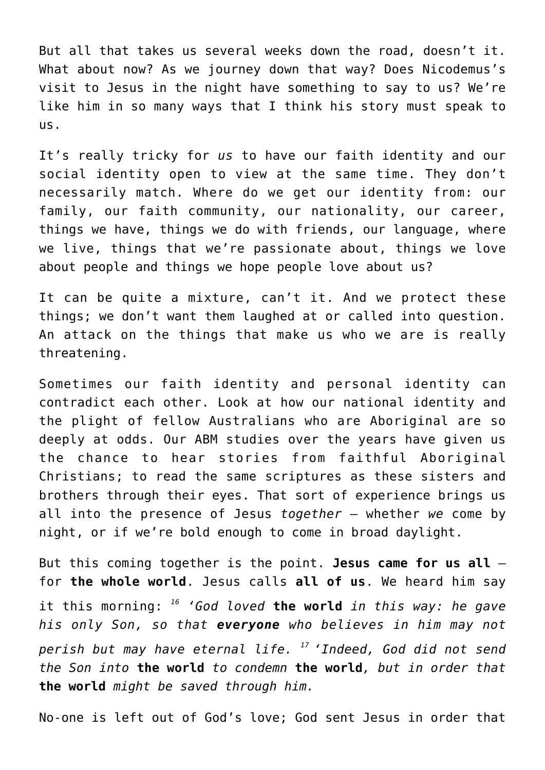But all that takes us several weeks down the road, doesn't it. What about now? As we journey down that way? Does Nicodemus's visit to Jesus in the night have something to say to us? We're like him in so many ways that I think his story must speak to us.

It's really tricky for *us* to have our faith identity and our social identity open to view at the same time. They don't necessarily match. Where do we get our identity from: our family, our faith community, our nationality, our career, things we have, things we do with friends, our language, where we live, things that we're passionate about, things we love about people and things we hope people love about us?

It can be quite a mixture, can't it. And we protect these things; we don't want them laughed at or called into question. An attack on the things that make us who we are is really threatening.

Sometimes our faith identity and personal identity can contradict each other. Look at how our national identity and the plight of fellow Australians who are Aboriginal are so deeply at odds. Our ABM studies over the years have given us the chance to hear stories from faithful Aboriginal Christians; to read the same scriptures as these sisters and brothers through their eyes. That sort of experience brings us all into the presence of Jesus *together* – whether *we* come by night, or if we're bold enough to come in broad daylight.

But this coming together is the point. **Jesus came for us all** – for **the whole world**. Jesus calls **all of us**. We heard him say it this morning: [16] *'God loved* **the world** *in this way: he gave his only Son, so that* ***everyone*** *who believes in him may not perish but may have eternal life.* [17] *'Indeed, God did not send the Son into* **the world** *to condemn* **the world***, but in order that* **the world** *might be saved through him.*

No-one is left out of God's love; God sent Jesus in order that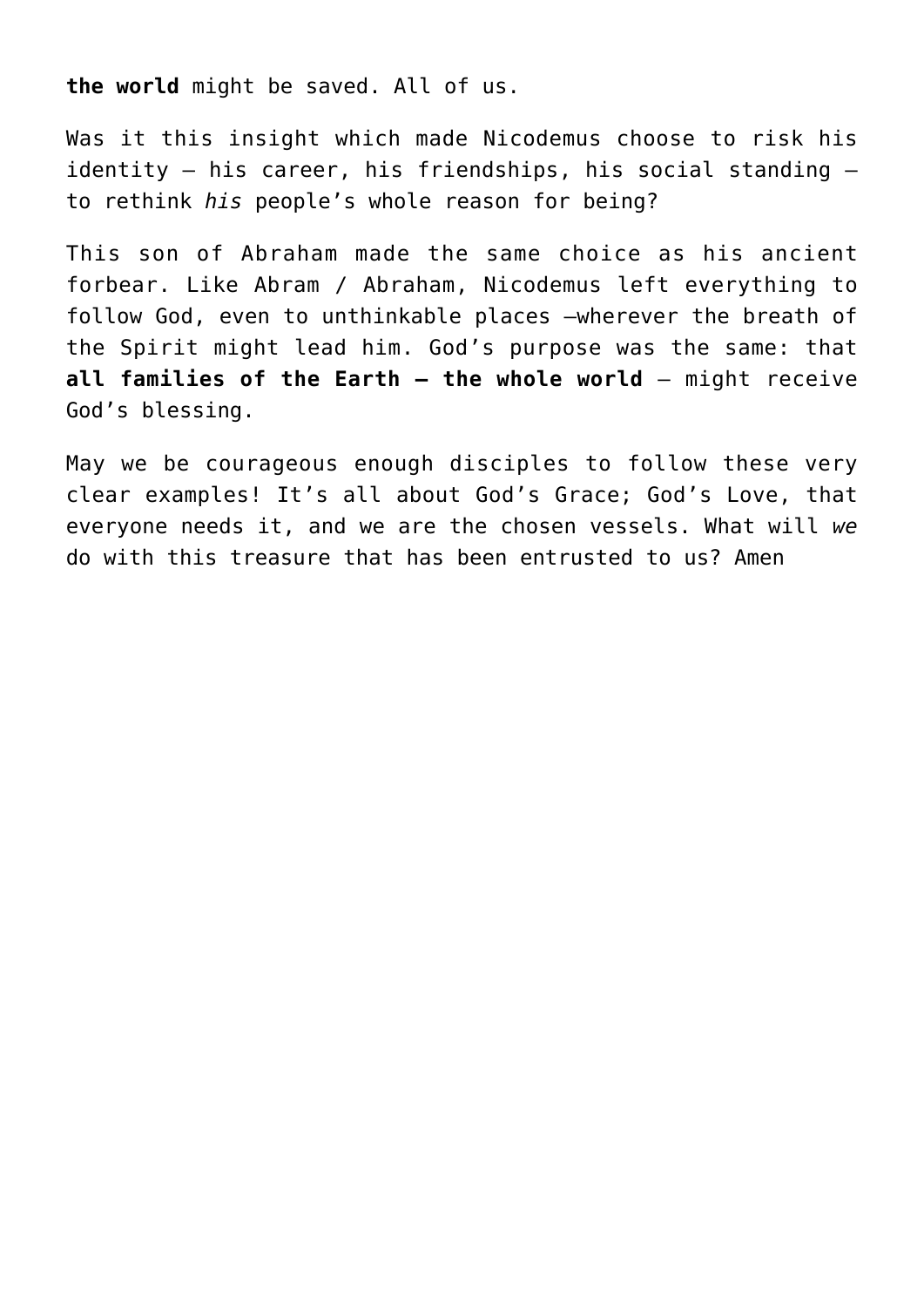**the world** might be saved. All of us.

Was it this insight which made Nicodemus choose to risk his identity – his career, his friendships, his social standing – to rethink *his* people's whole reason for being?

This son of Abraham made the same choice as his ancient forbear. Like Abram / Abraham, Nicodemus left everything to follow God, even to unthinkable places –wherever the breath of the Spirit might lead him. God's purpose was the same: that **all families of the Earth – the whole world** – might receive God's blessing.

May we be courageous enough disciples to follow these very clear examples! It's all about God's Grace; God's Love, that everyone needs it, and we are the chosen vessels. What will *we* do with this treasure that has been entrusted to us? Amen